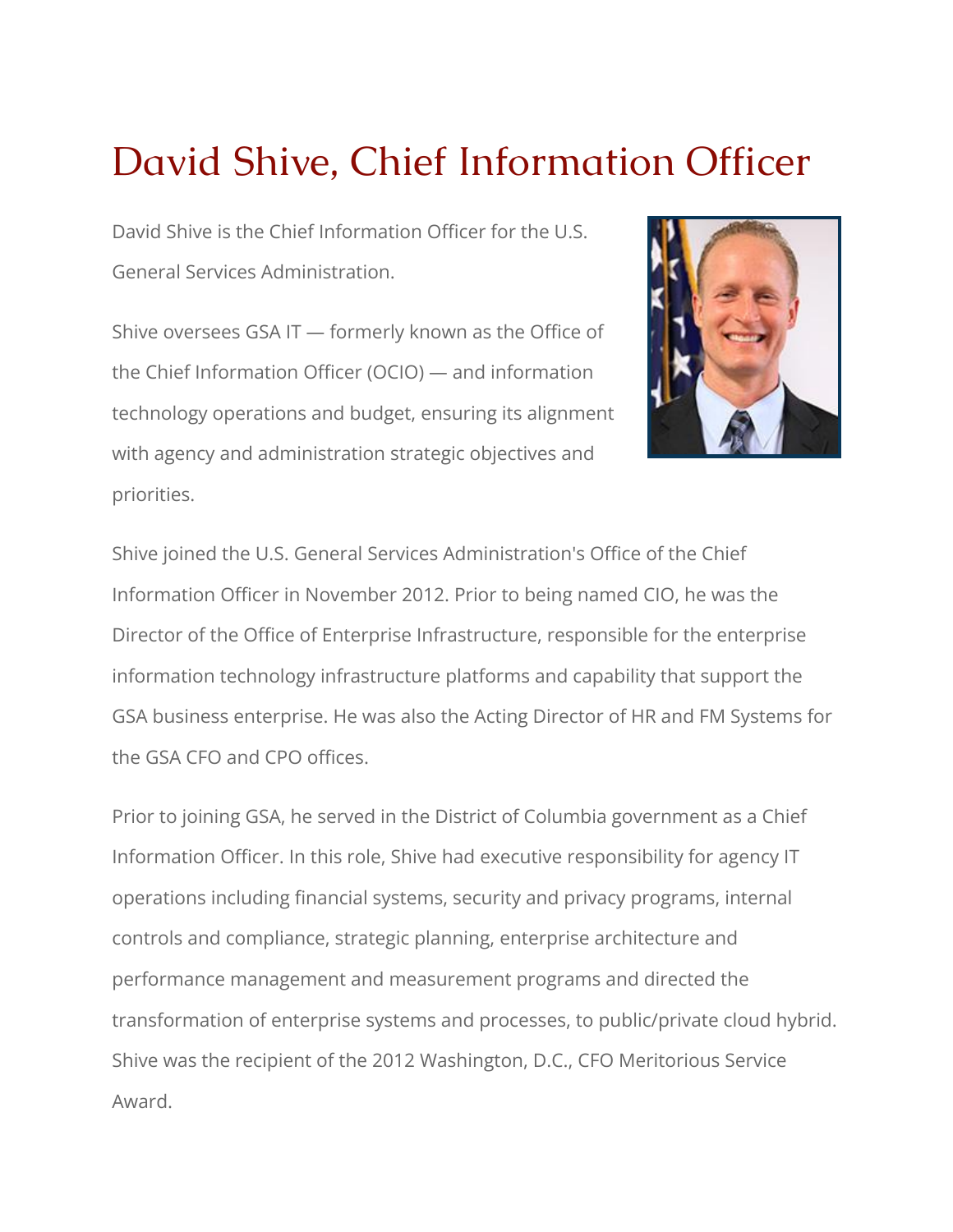# David Shive, Chief Information Officer

David Shive is the Chief Information Officer for the U.S. General Services Administration.

Shive oversees GSA IT — formerly known as the Office of the Chief Information Officer (OCIO) — and information technology operations and budget, ensuring its alignment with agency and administration strategic objectives and priorities.

Shive joined the U.S. General Services Administration's Office of the Chief Information Officer in November 2012. Prior to being named CIO, he was the Director of the Office of Enterprise Infrastructure, responsible for the enterprise information technology infrastructure platforms and capability that support the GSA business enterprise. He was also the Acting Director of HR and FM Systems for the GSA CFO and CPO offices.

Prior to joining GSA, he served in the District of Columbia government as a Chief Information Officer. In this role, Shive had executive responsibility for agency IT operations including financial systems, security and privacy programs, internal controls and compliance, strategic planning, enterprise architecture and performance management and measurement programs and directed the transformation of enterprise systems and processes, to public/private cloud hybrid. Shive was the recipient of the 2012 Washington, D.C., CFO Meritorious Service Award.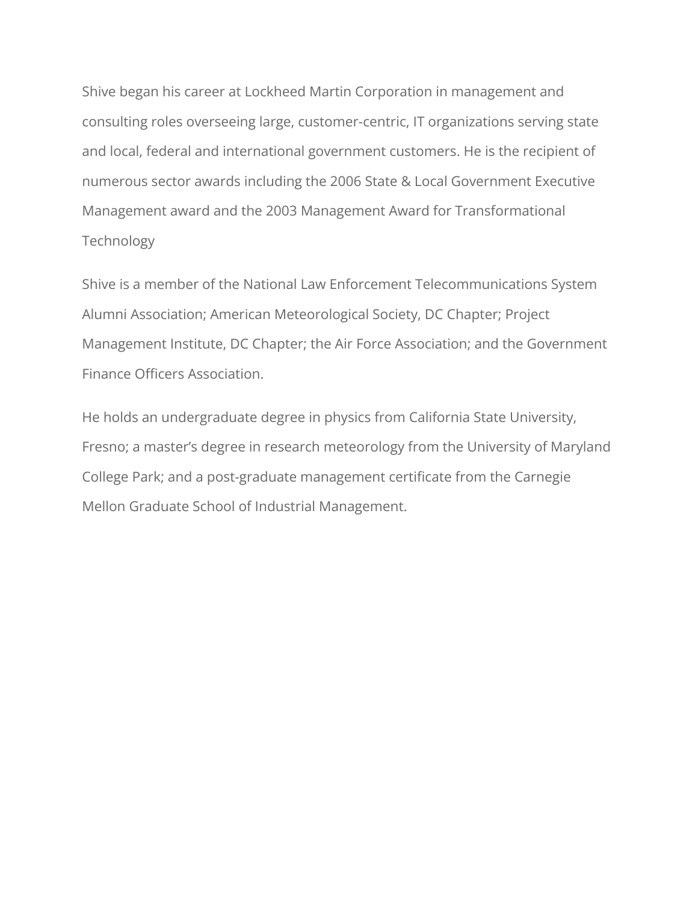Shive began his career at Lockheed Martin Corporation in management and consulting roles overseeing large, customer-centric, IT organizations serving state and local, federal and international government customers. He is the recipient of numerous sector awards including the 2006 State & Local Government Executive Management award and the 2003 Management Award for Transformational Technology

Shive is a member of the National Law Enforcement Telecommunications System Alumni Association; American Meteorological Society, DC Chapter; Project Management Institute, DC Chapter; the Air Force Association; and the Government Finance Officers Association.

He holds an undergraduate degree in physics from California State University, Fresno; a master's degree in research meteorology from the University of Maryland College Park; and a post-graduate management certificate from the Carnegie Mellon Graduate School of Industrial Management.